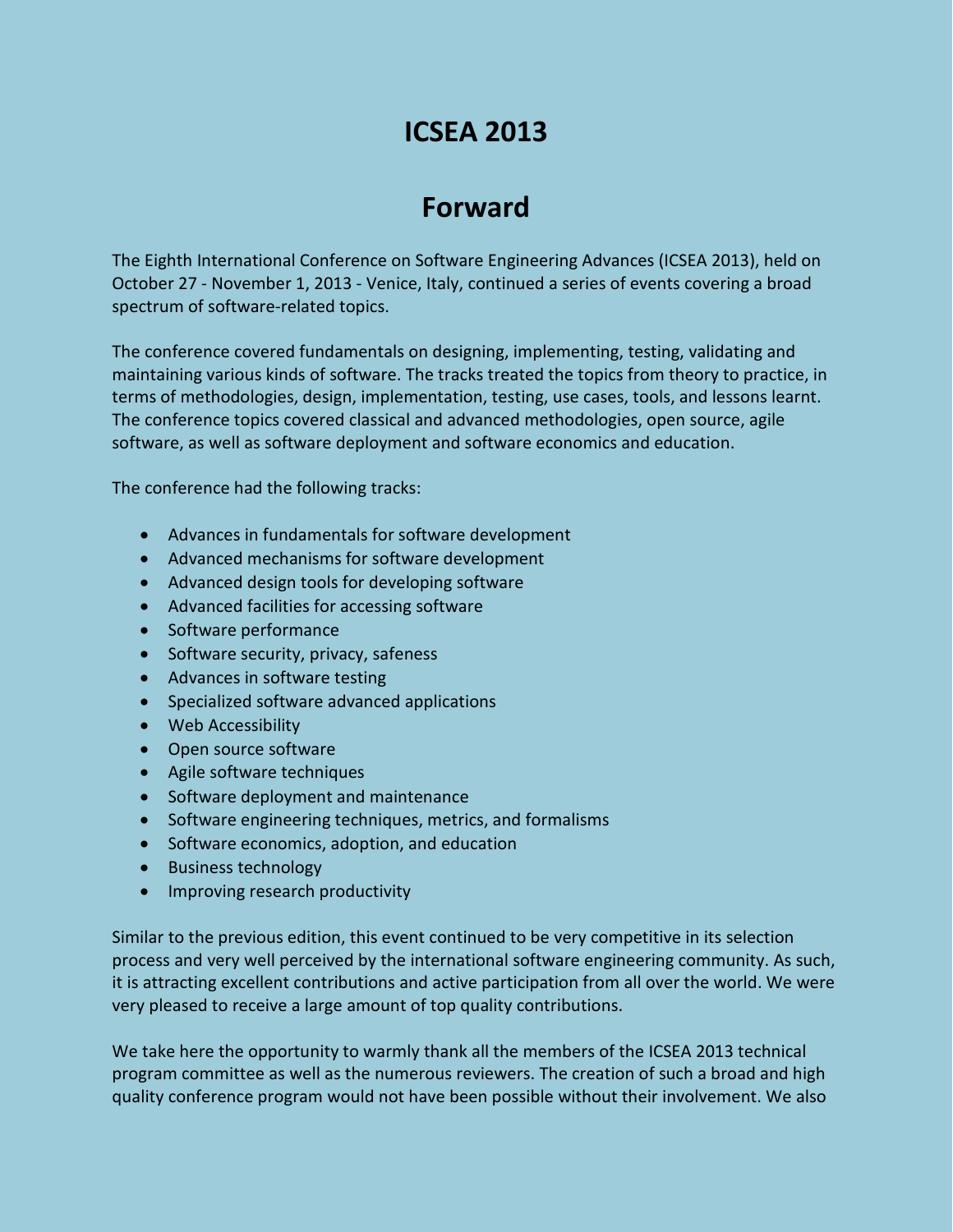# ICSEA 2013

# Forward

The Eighth International Conference on Software Engineering Advances (ICSEA 2013), held on October 27 - November 1, 2013 - Venice, Italy, continued a series of events covering a broad spectrum of software-related topics.

The conference covered fundamentals on designing, implementing, testing, validating and maintaining various kinds of software. The tracks treated the topics from theory to practice, in terms of methodologies, design, implementation, testing, use cases, tools, and lessons learnt. The conference topics covered classical and advanced methodologies, open source, agile software, as well as software deployment and software economics and education.

The conference had the following tracks:

- Advances in fundamentals for software development
- Advanced mechanisms for software development
- Advanced design tools for developing software
- Advanced facilities for accessing software
- Software performance
- Software security, privacy, safeness
- Advances in software testing
- Specialized software advanced applications
- Web Accessibility
- Open source software
- Agile software techniques
- Software deployment and maintenance
- Software engineering techniques, metrics, and formalisms
- Software economics, adoption, and education
- Business technology
- Improving research productivity

Similar to the previous edition, this event continued to be very competitive in its selection process and very well perceived by the international software engineering community. As such, it is attracting excellent contributions and active participation from all over the world. We were very pleased to receive a large amount of top quality contributions.

We take here the opportunity to warmly thank all the members of the ICSEA 2013 technical program committee as well as the numerous reviewers. The creation of such a broad and high quality conference program would not have been possible without their involvement. We also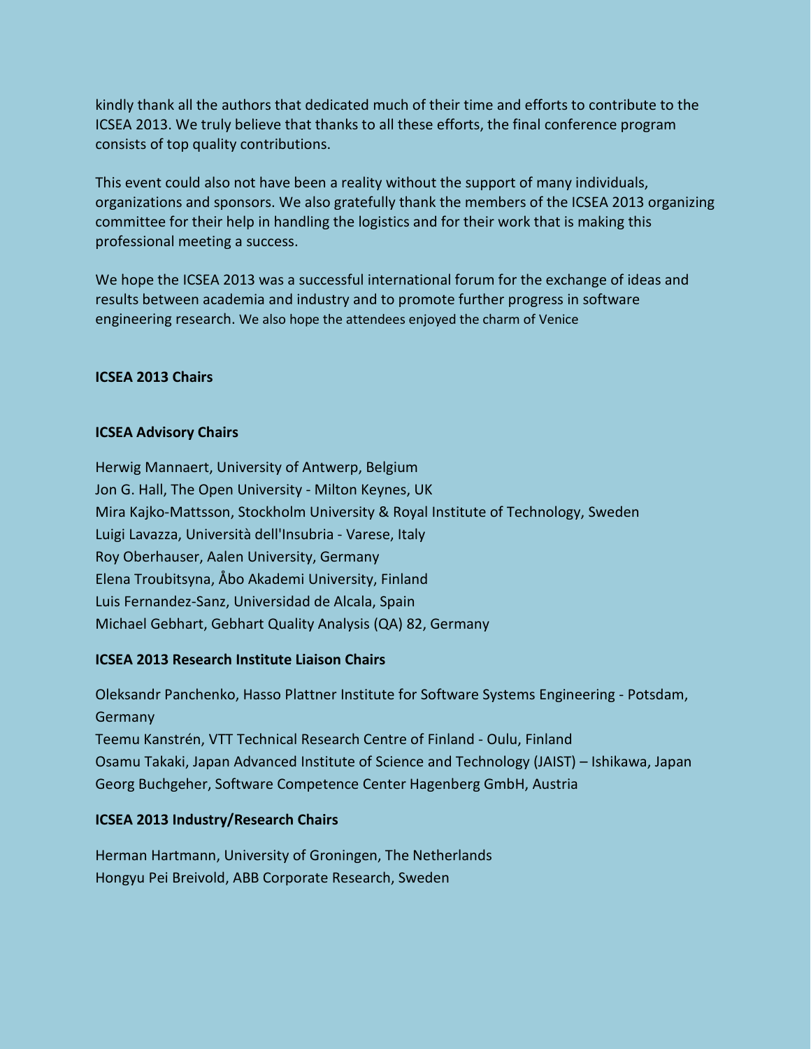kindly thank all the authors that dedicated much of their time and efforts to contribute to the ICSEA 2013. We truly believe that thanks to all these efforts, the final conference program consists of top quality contributions.

This event could also not have been a reality without the support of many individuals, organizations and sponsors. We also gratefully thank the members of the ICSEA 2013 organizing committee for their help in handling the logistics and for their work that is making this professional meeting a success.

We hope the ICSEA 2013 was a successful international forum for the exchange of ideas and results between academia and industry and to promote further progress in software engineering research. We also hope the attendees enjoyed the charm of Venice

**ICSEA 2013 Chairs**

**ICSEA Advisory Chairs**

Herwig Mannaert, University of Antwerp, Belgium
Jon G. Hall, The Open University - Milton Keynes, UK
Mira Kajko-Mattsson, Stockholm University & Royal Institute of Technology, Sweden
Luigi Lavazza, Università dell'Insubria - Varese, Italy
Roy Oberhauser, Aalen University, Germany
Elena Troubitsyna, Åbo Akademi University, Finland
Luis Fernandez-Sanz, Universidad de Alcala, Spain
Michael Gebhart, Gebhart Quality Analysis (QA) 82, Germany

**ICSEA 2013 Research Institute Liaison Chairs**

Oleksandr Panchenko, Hasso Plattner Institute for Software Systems Engineering - Potsdam, Germany
Teemu Kanstrén, VTT Technical Research Centre of Finland - Oulu, Finland
Osamu Takaki, Japan Advanced Institute of Science and Technology (JAIST) – Ishikawa, Japan
Georg Buchgeher, Software Competence Center Hagenberg GmbH, Austria

**ICSEA 2013 Industry/Research Chairs**

Herman Hartmann, University of Groningen, The Netherlands
Hongyu Pei Breivold, ABB Corporate Research, Sweden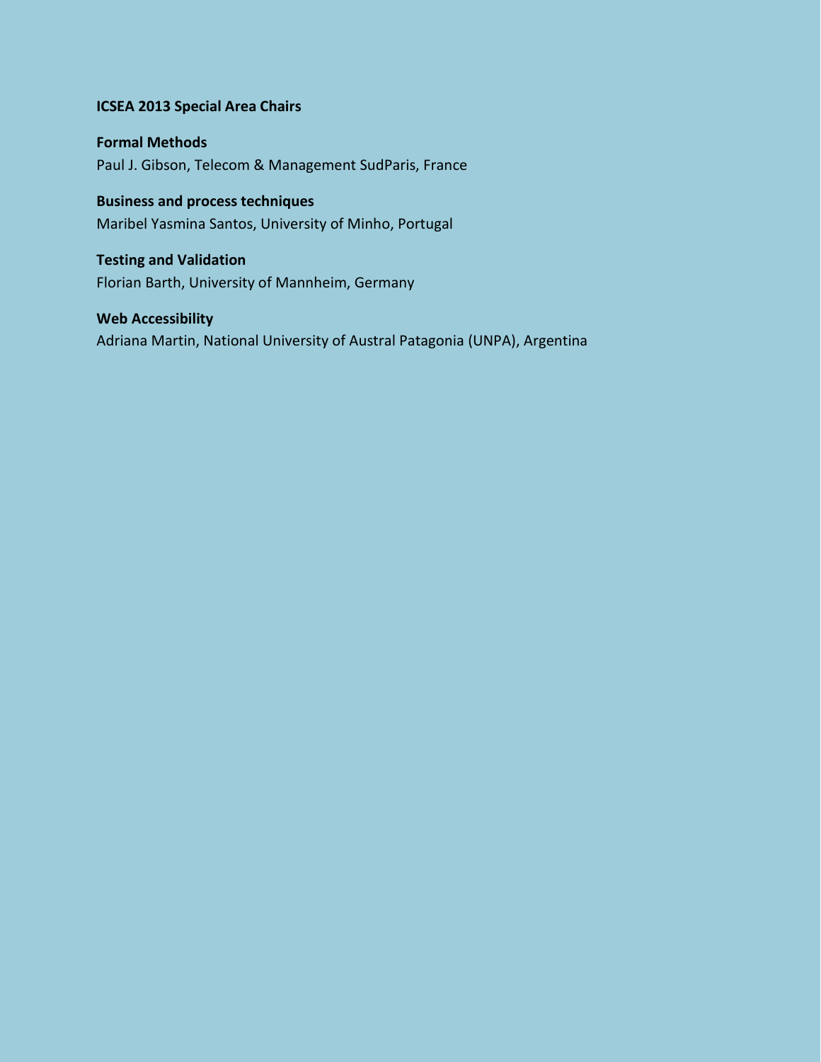**ICSEA 2013 Special Area Chairs**

**Formal Methods**
Paul J. Gibson, Telecom & Management SudParis, France

**Business and process techniques**
Maribel Yasmina Santos, University of Minho, Portugal

**Testing and Validation**
Florian Barth, University of Mannheim, Germany

**Web Accessibility**
Adriana Martin, National University of Austral Patagonia (UNPA), Argentina